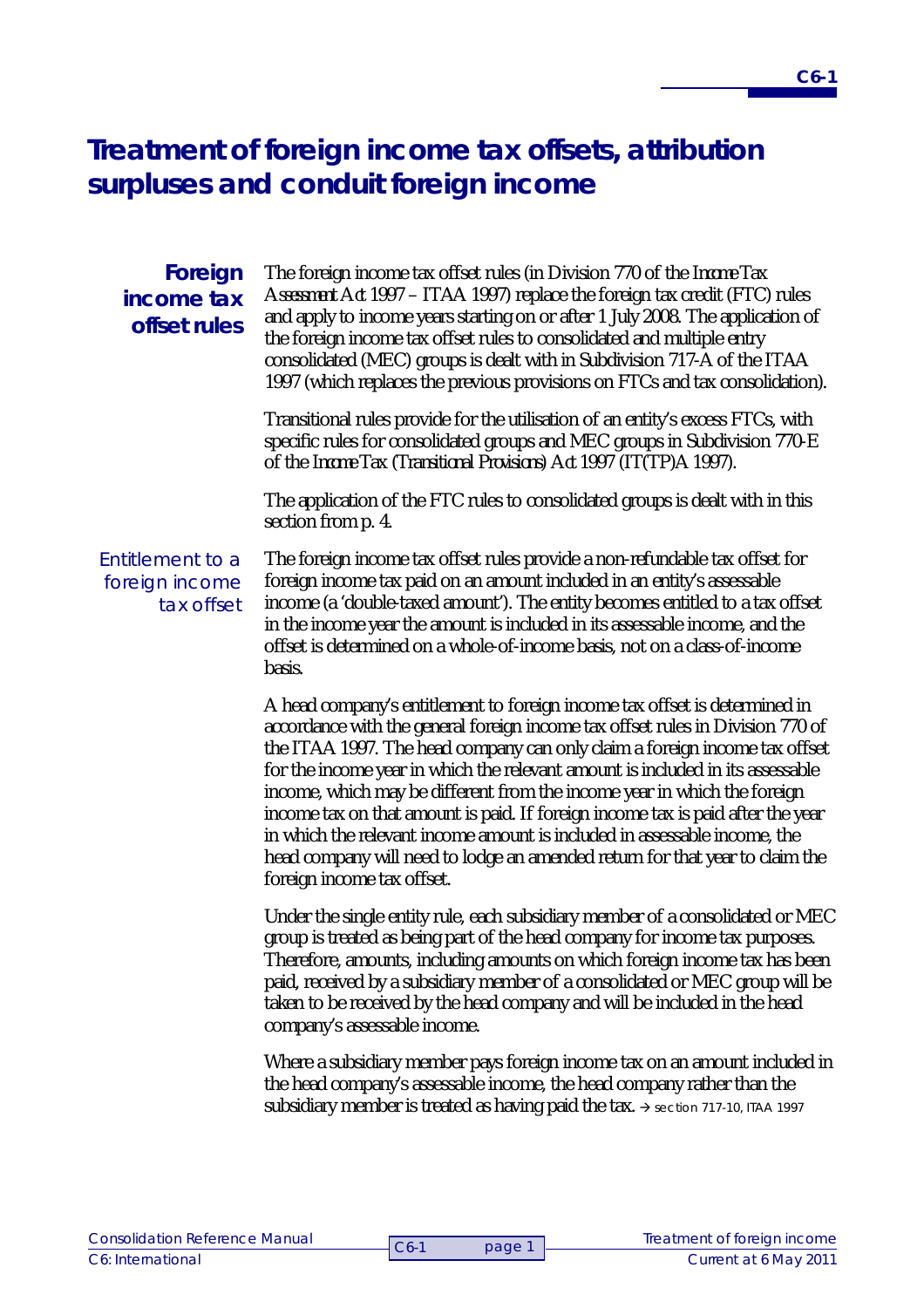# Treatment of foreign income tax offsets, attribution surpluses and conduit foreign income

## Foreign income tax offset rules

The foreign income tax offset rules (in Division 770 of the *Income Tax Assessment Act 1997* – ITAA 1997) replace the foreign tax credit (FTC) rules and apply to income years starting on or after 1 July 2008. The application of the foreign income tax offset rules to consolidated and multiple entry consolidated (MEC) groups is dealt with in Subdivision 717-A of the ITAA 1997 (which replaces the previous provisions on FTCs and tax consolidation).

Transitional rules provide for the utilisation of an entity's excess FTCs, with specific rules for consolidated groups and MEC groups in Subdivision 770-E of the *Income Tax (Transitional Provisions) Act 1997* (IT(TP)A 1997).

The application of the FTC rules to consolidated groups is dealt with in this section from p. 4.

### *Entitlement to a foreign income tax offset*

The foreign income tax offset rules provide a non-refundable tax offset for foreign income tax paid on an amount included in an entity's assessable income (a 'double-taxed amount'). The entity becomes entitled to a tax offset in the income year the amount is included in its assessable income, and the offset is determined on a whole-of-income basis, not on a class-of-income basis.

A head company's entitlement to foreign income tax offset is determined in accordance with the general foreign income tax offset rules in Division 770 of the ITAA 1997. The head company can only claim a foreign income tax offset for the income year in which the relevant amount is included in its assessable income, which may be different from the income year in which the foreign income tax on that amount is paid. If foreign income tax is paid after the year in which the relevant income amount is included in assessable income, the head company will need to lodge an amended return for that year to claim the foreign income tax offset.

Under the single entity rule, each subsidiary member of a consolidated or MEC group is treated as being part of the head company for income tax purposes. Therefore, amounts, including amounts on which foreign income tax has been paid, received by a subsidiary member of a consolidated or MEC group will be taken to be received by the head company and will be included in the head company's assessable income.

Where a subsidiary member pays foreign income tax on an amount included in the head company's assessable income, the head company rather than the subsidiary member is treated as having paid the tax. → section 717-10, ITAA 1997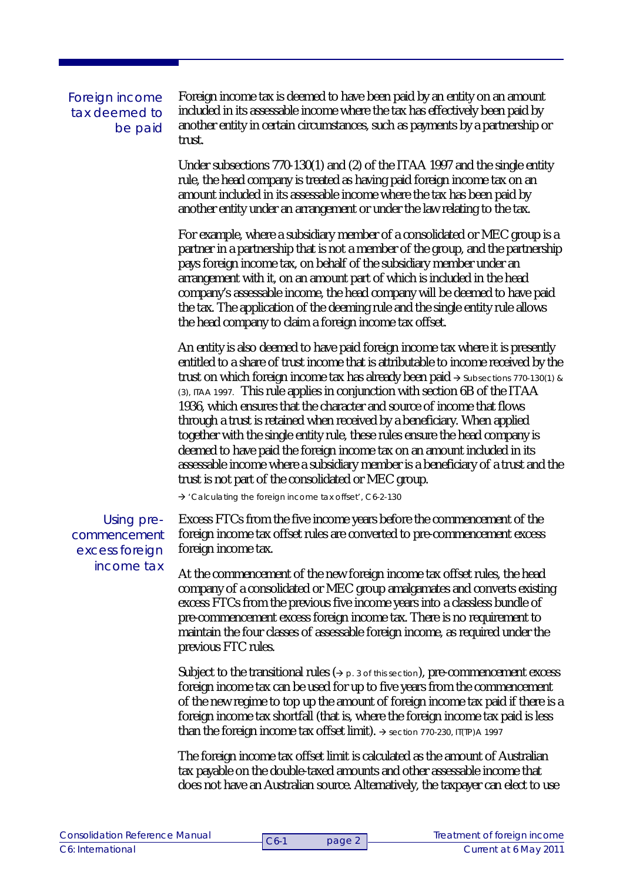### Foreign income tax deemed to be paid

Foreign income tax is deemed to have been paid by an entity on an amount included in its assessable income where the tax has effectively been paid by another entity in certain circumstances, such as payments by a partnership or trust.

Under subsections 770-130(1) and (2) of the ITAA 1997 and the single entity rule, the head company is treated as having paid foreign income tax on an amount included in its assessable income where the tax has been paid by another entity under an arrangement or under the law relating to the tax.

For example, where a subsidiary member of a consolidated or MEC group is a partner in a partnership that is not a member of the group, and the partnership pays foreign income tax, on behalf of the subsidiary member under an arrangement with it, on an amount part of which is included in the head company's assessable income, the head company will be deemed to have paid the tax. The application of the deeming rule and the single entity rule allows the head company to claim a foreign income tax offset.

An entity is also deemed to have paid foreign income tax where it is presently entitled to a share of trust income that is attributable to income received by the trust on which foreign income tax has already been paid → Subsections 770-130(1) & (3), ITAA 1997. This rule applies in conjunction with section 6B of the ITAA 1936, which ensures that the character and source of income that flows through a trust is retained when received by a beneficiary. When applied together with the single entity rule, these rules ensure the head company is deemed to have paid the foreign income tax on an amount included in its assessable income where a subsidiary member is a beneficiary of a trust and the trust is not part of the consolidated or MEC group.

→ 'Calculating the foreign income tax offset', C6-2-130

### Using pre-commencement excess foreign income tax

Excess FTCs from the five income years before the commencement of the foreign income tax offset rules are converted to pre-commencement excess foreign income tax.

At the commencement of the new foreign income tax offset rules, the head company of a consolidated or MEC group amalgamates and converts existing excess FTCs from the previous five income years into a classless bundle of pre-commencement excess foreign income tax. There is no requirement to maintain the four classes of assessable foreign income, as required under the previous FTC rules.

Subject to the transitional rules (→ p. 3 of this section), pre-commencement excess foreign income tax can be used for up to five years from the commencement of the new regime to top up the amount of foreign income tax paid if there is a foreign income tax shortfall (that is, where the foreign income tax paid is less than the foreign income tax offset limit). → section 770-230, IT(TP)A 1997

The foreign income tax offset limit is calculated as the amount of Australian tax payable on the double-taxed amounts and other assessable income that does not have an Australian source. Alternatively, the taxpayer can elect to use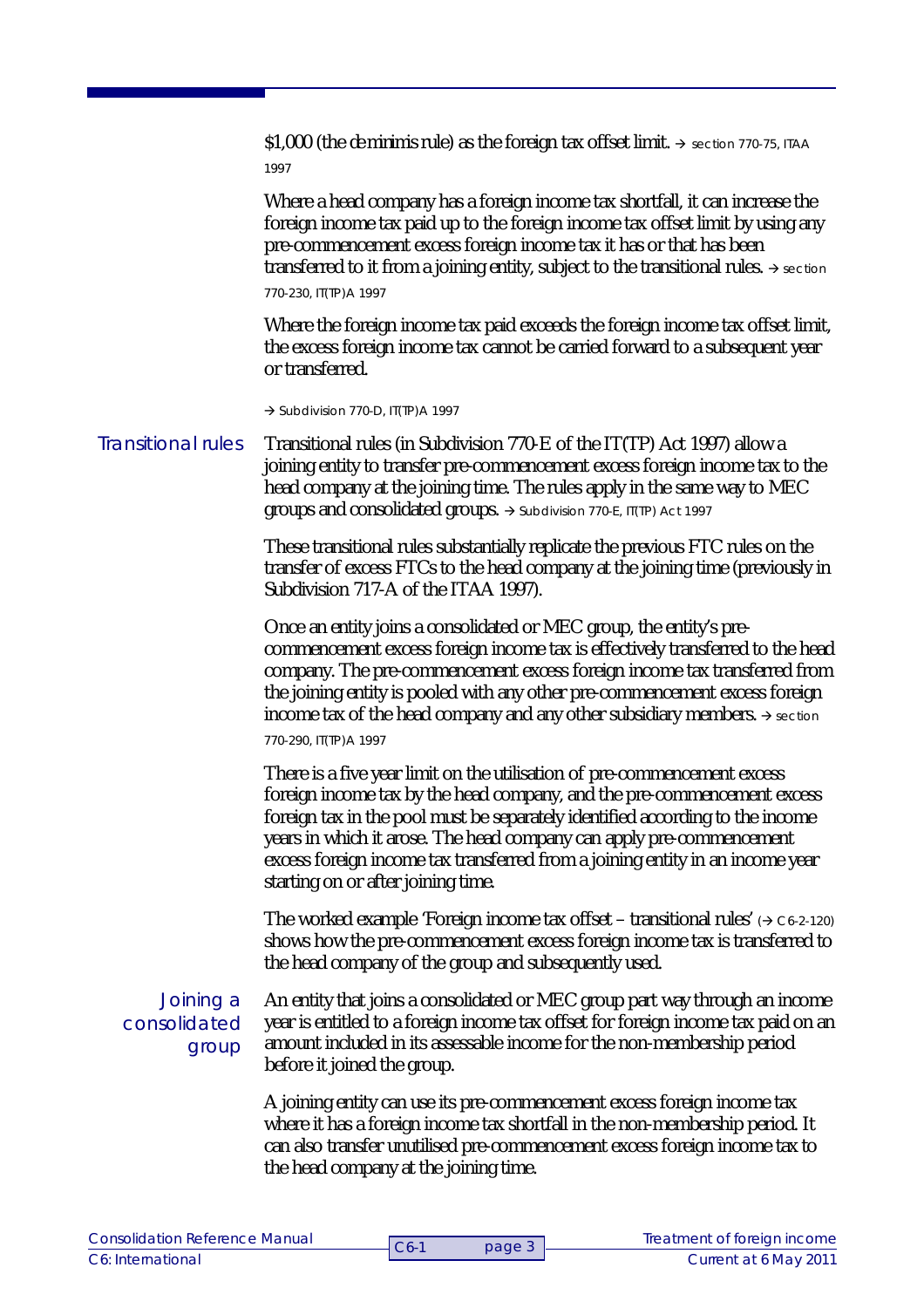$1,000 (the de minimis rule) as the foreign tax offset limit. → section 770-75, ITAA 1997

Where a head company has a foreign income tax shortfall, it can increase the foreign income tax paid up to the foreign income tax offset limit by using any pre-commencement excess foreign income tax it has or that has been transferred to it from a joining entity, subject to the transitional rules. → section 770-230, IT(TP)A 1997

Where the foreign income tax paid exceeds the foreign income tax offset limit, the excess foreign income tax cannot be carried forward to a subsequent year or transferred.

→ Subdivision 770-D, IT(TP)A 1997

### Transitional rules

Transitional rules (in Subdivision 770-E of the IT(TP) Act 1997) allow a joining entity to transfer pre-commencement excess foreign income tax to the head company at the joining time. The rules apply in the same way to MEC groups and consolidated groups. → Subdivision 770-E, IT(TP) Act 1997

These transitional rules substantially replicate the previous FTC rules on the transfer of excess FTCs to the head company at the joining time (previously in Subdivision 717-A of the ITAA 1997).

Once an entity joins a consolidated or MEC group, the entity's pre-commencement excess foreign income tax is effectively transferred to the head company. The pre-commencement excess foreign income tax transferred from the joining entity is pooled with any other pre-commencement excess foreign income tax of the head company and any other subsidiary members. → section 770-290, IT(TP)A 1997

There is a five year limit on the utilisation of pre-commencement excess foreign income tax by the head company, and the pre-commencement excess foreign tax in the pool must be separately identified according to the income years in which it arose. The head company can apply pre-commencement excess foreign income tax transferred from a joining entity in an income year starting on or after joining time.

The worked example 'Foreign income tax offset – transitional rules' (→ C6-2-120) shows how the pre-commencement excess foreign income tax is transferred to the head company of the group and subsequently used.

### Joining a consolidated group

An entity that joins a consolidated or MEC group part way through an income year is entitled to a foreign income tax offset for foreign income tax paid on an amount included in its assessable income for the non-membership period before it joined the group.

A joining entity can use its pre-commencement excess foreign income tax where it has a foreign income tax shortfall in the non-membership period. It can also transfer unutilised pre-commencement excess foreign income tax to the head company at the joining time.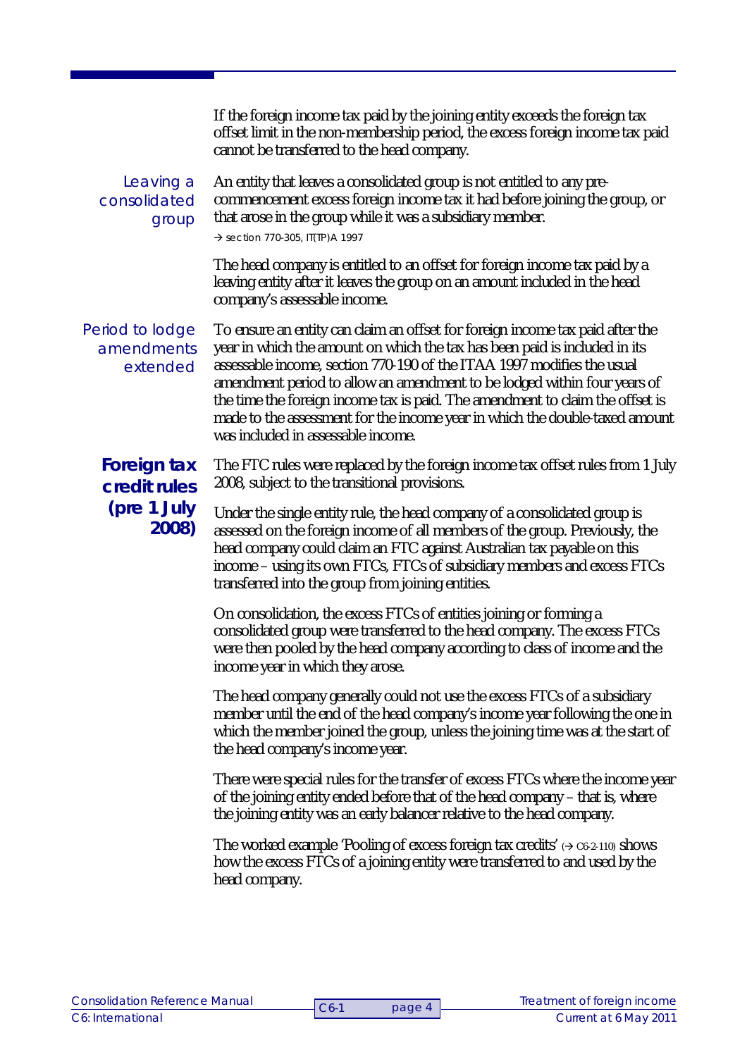If the foreign income tax paid by the joining entity exceeds the foreign tax offset limit in the non-membership period, the excess foreign income tax paid cannot be transferred to the head company.

*Leaving a consolidated group*

An entity that leaves a consolidated group is not entitled to any pre-commencement excess foreign income tax it had before joining the group, or that arose in the group while it was a subsidiary member.

→ section 770-305, IT(TP)A 1997

The head company is entitled to an offset for foreign income tax paid by a leaving entity after it leaves the group on an amount included in the head company's assessable income.

*Period to lodge amendments extended*

To ensure an entity can claim an offset for foreign income tax paid after the year in which the amount on which the tax has been paid is included in its assessable income, section 770-190 of the ITAA 1997 modifies the usual amendment period to allow an amendment to be lodged within four years of the time the foreign income tax is paid. The amendment to claim the offset is made to the assessment for the income year in which the double-taxed amount was included in assessable income.

## Foreign tax credit rules (pre 1 July 2008)

The FTC rules were replaced by the foreign income tax offset rules from 1 July 2008, subject to the transitional provisions.

Under the single entity rule, the head company of a consolidated group is assessed on the foreign income of all members of the group. Previously, the head company could claim an FTC against Australian tax payable on this income – using its own FTCs, FTCs of subsidiary members and excess FTCs transferred into the group from joining entities.

On consolidation, the excess FTCs of entities joining or forming a consolidated group were transferred to the head company. The excess FTCs were then pooled by the head company according to class of income and the income year in which they arose.

The head company generally could not use the excess FTCs of a subsidiary member until the end of the head company's income year following the one in which the member joined the group, unless the joining time was at the start of the head company's income year.

There were special rules for the transfer of excess FTCs where the income year of the joining entity ended before that of the head company – that is, where the joining entity was an early balancer relative to the head company.

The worked example 'Pooling of excess foreign tax credits' (→ C6-2-110) shows how the excess FTCs of a joining entity were transferred to and used by the head company.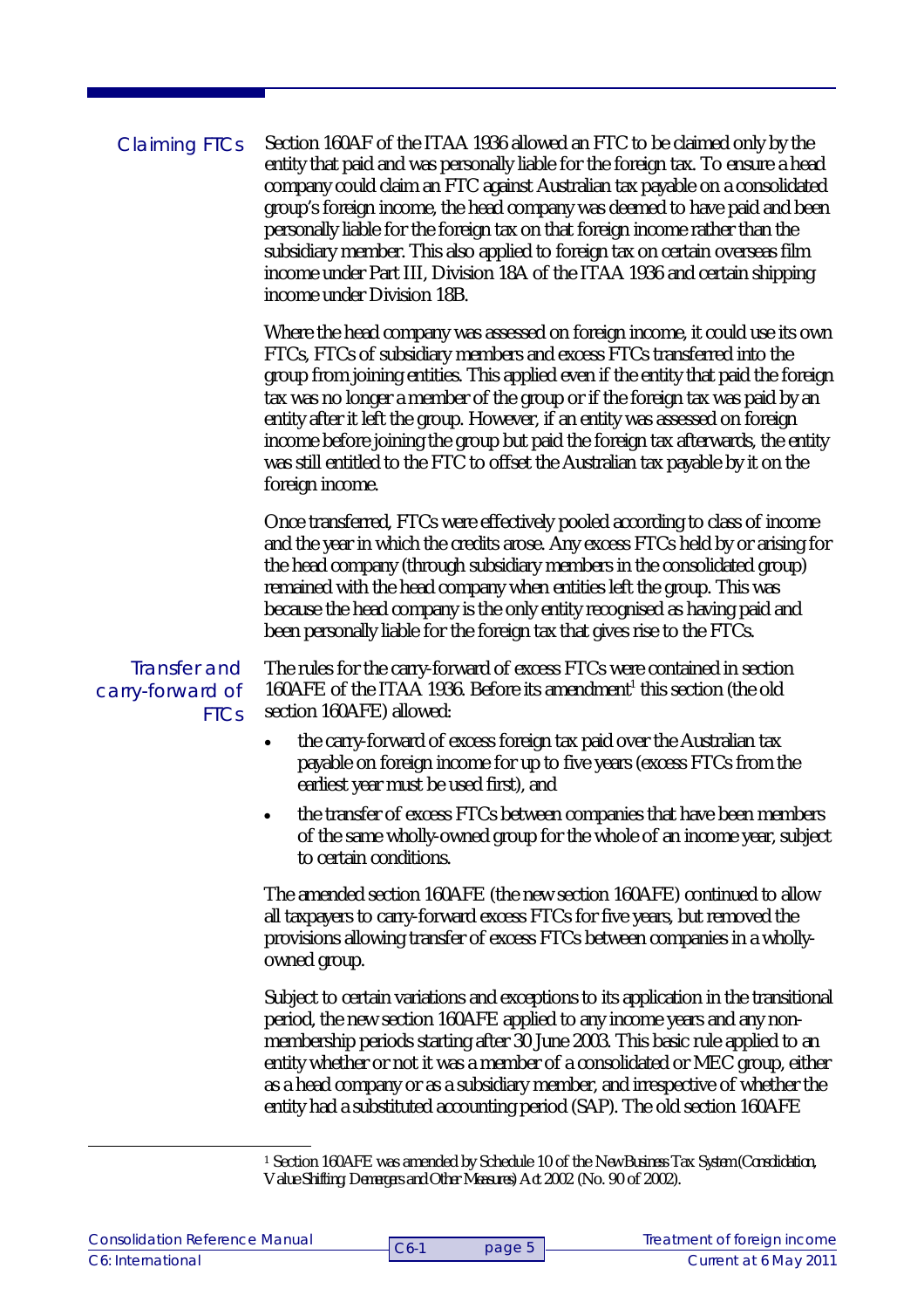### Claiming FTCs

Section 160AF of the ITAA 1936 allowed an FTC to be claimed only by the entity that paid and was personally liable for the foreign tax. To ensure a head company could claim an FTC against Australian tax payable on a consolidated group's foreign income, the head company was deemed to have paid and been personally liable for the foreign tax on that foreign income rather than the subsidiary member. This also applied to foreign tax on certain overseas film income under Part III, Division 18A of the ITAA 1936 and certain shipping income under Division 18B.

Where the head company was assessed on foreign income, it could use its own FTCs, FTCs of subsidiary members and excess FTCs transferred into the group from joining entities. This applied even if the entity that paid the foreign tax was no longer a member of the group or if the foreign tax was paid by an entity after it left the group. However, if an entity was assessed on foreign income before joining the group but paid the foreign tax afterwards, the entity was still entitled to the FTC to offset the Australian tax payable by it on the foreign income.

Once transferred, FTCs were effectively pooled according to class of income and the year in which the credits arose. Any excess FTCs held by or arising for the head company (through subsidiary members in the consolidated group) remained with the head company when entities left the group. This was because the head company is the only entity recognised as having paid and been personally liable for the foreign tax that gives rise to the FTCs.

### Transfer and carry-forward of FTCs

The rules for the carry-forward of excess FTCs were contained in section 160AFE of the ITAA 1936. Before its amendment[1] this section (the old section 160AFE) allowed:

- the carry-forward of excess foreign tax paid over the Australian tax payable on foreign income for up to five years (excess FTCs from the earliest year must be used first), and
- the transfer of excess FTCs between companies that have been members of the same wholly-owned group for the whole of an income year, subject to certain conditions.

The amended section 160AFE (the new section 160AFE) continued to allow all taxpayers to carry-forward excess FTCs for five years, but removed the provisions allowing transfer of excess FTCs between companies in a wholly-owned group.

Subject to certain variations and exceptions to its application in the transitional period, the new section 160AFE applied to any income years and any non-membership periods starting after 30 June 2003. This basic rule applied to an entity whether or not it was a member of a consolidated or MEC group, either as a head company or as a subsidiary member, and irrespective of whether the entity had a substituted accounting period (SAP). The old section 160AFE

---

[1] Section 160AFE was amended by Schedule 10 of the *New Business Tax System (Consolidation, Value Shifting, Demergers and Other Measures) Act 2002* (No. 90 of 2002).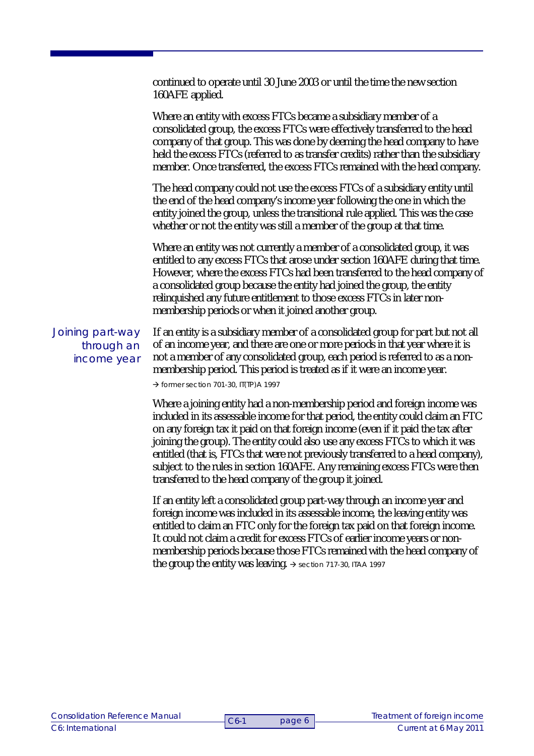continued to operate until 30 June 2003 or until the time the new section 160AFE applied.

Where an entity with excess FTCs became a subsidiary member of a consolidated group, the excess FTCs were effectively transferred to the head company of that group. This was done by deeming the head company to have held the excess FTCs (referred to as transfer credits) rather than the subsidiary member. Once transferred, the excess FTCs remained with the head company.

The head company could not use the excess FTCs of a subsidiary entity until the end of the head company's income year following the one in which the entity joined the group, unless the transitional rule applied. This was the case whether or not the entity was still a member of the group at that time.

Where an entity was not currently a member of a consolidated group, it was entitled to any excess FTCs that arose under section 160AFE during that time. However, where the excess FTCs had been transferred to the head company of a consolidated group because the entity had joined the group, the entity relinquished any future entitlement to those excess FTCs in later non-membership periods or when it joined another group.

### Joining part-way through an income year

If an entity is a subsidiary member of a consolidated group for part but not all of an income year, and there are one or more periods in that year where it is not a member of any consolidated group, each period is referred to as a non-membership period. This period is treated as if it were an income year.

→ former section 701-30, IT(TP)A 1997

Where a joining entity had a non-membership period and foreign income was included in its assessable income for that period, the entity could claim an FTC on any foreign tax it paid on that foreign income (even if it paid the tax after joining the group). The entity could also use any excess FTCs to which it was entitled (that is, FTCs that were not previously transferred to a head company), subject to the rules in section 160AFE. Any remaining excess FTCs were then transferred to the head company of the group it joined.

If an entity left a consolidated group part-way through an income year and foreign income was included in its assessable income, the leaving entity was entitled to claim an FTC only for the foreign tax paid on that foreign income. It could not claim a credit for excess FTCs of earlier income years or non-membership periods because those FTCs remained with the head company of the group the entity was leaving. → section 717-30, ITAA 1997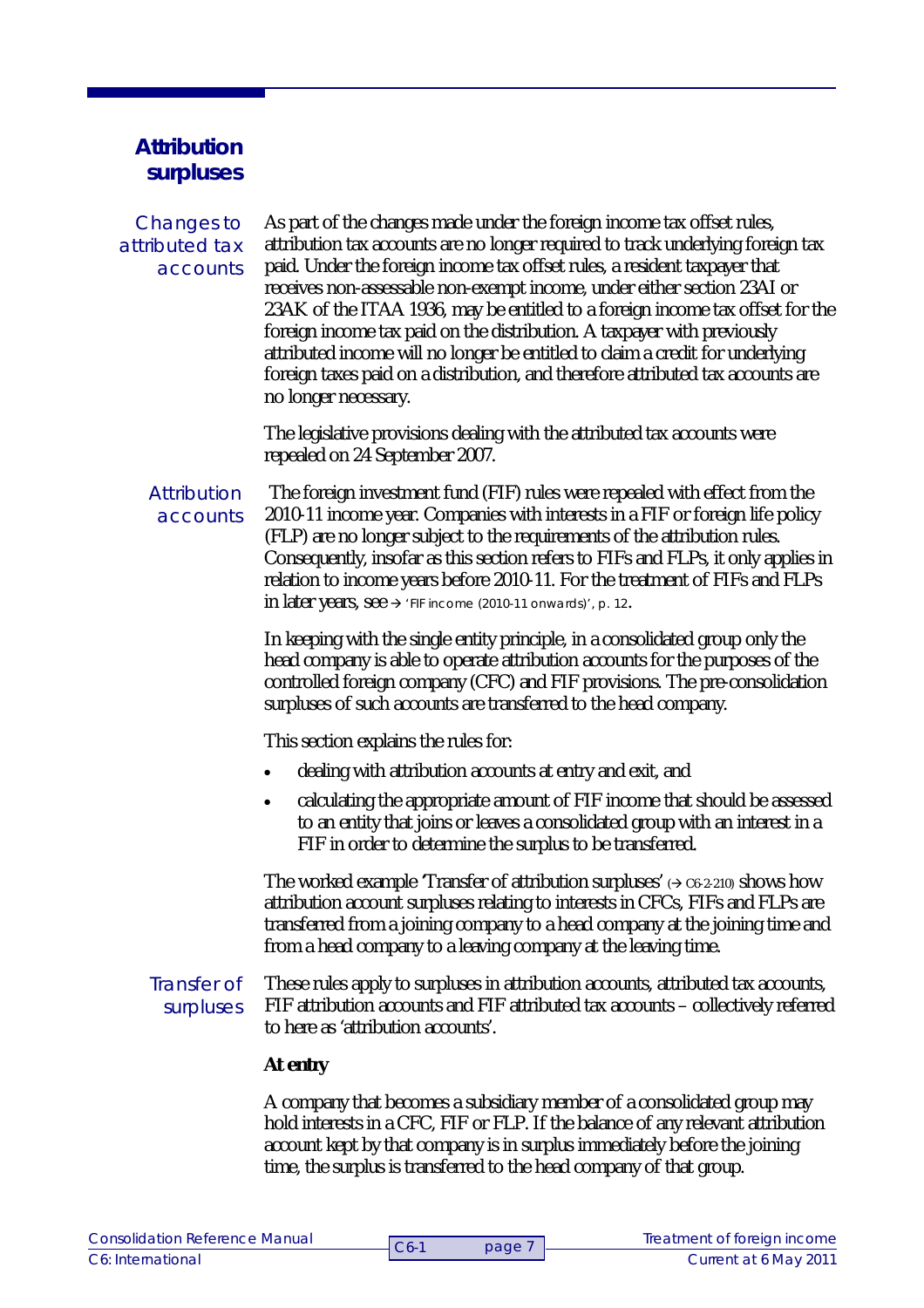## Attribution surpluses

### Changes to attributed tax accounts

As part of the changes made under the foreign income tax offset rules, attribution tax accounts are no longer required to track underlying foreign tax paid. Under the foreign income tax offset rules, a resident taxpayer that receives non-assessable non-exempt income, under either section 23AI or 23AK of the ITAA 1936, may be entitled to a foreign income tax offset for the foreign income tax paid on the distribution. A taxpayer with previously attributed income will no longer be entitled to claim a credit for underlying foreign taxes paid on a distribution, and therefore attributed tax accounts are no longer necessary.

The legislative provisions dealing with the attributed tax accounts were repealed on 24 September 2007.

### Attribution accounts

The foreign investment fund (FIF) rules were repealed with effect from the 2010-11 income year. Companies with interests in a FIF or foreign life policy (FLP) are no longer subject to the requirements of the attribution rules. Consequently, insofar as this section refers to FIFs and FLPs, it only applies in relation to income years before 2010-11. For the treatment of FIFs and FLPs in later years, see → 'FIF income (2010-11 onwards)', p. 12.

In keeping with the single entity principle, in a consolidated group only the head company is able to operate attribution accounts for the purposes of the controlled foreign company (CFC) and FIF provisions. The pre-consolidation surpluses of such accounts are transferred to the head company.

This section explains the rules for:

- dealing with attribution accounts at entry and exit, and
- calculating the appropriate amount of FIF income that should be assessed to an entity that joins or leaves a consolidated group with an interest in a FIF in order to determine the surplus to be transferred.

The worked example 'Transfer of attribution surpluses' (→ C6-2-210) shows how attribution account surpluses relating to interests in CFCs, FIFs and FLPs are transferred from a joining company to a head company at the joining time and from a head company to a leaving company at the leaving time.

### Transfer of surpluses

These rules apply to surpluses in attribution accounts, attributed tax accounts, FIF attribution accounts and FIF attributed tax accounts – collectively referred to here as 'attribution accounts'.

**At entry**

A company that becomes a subsidiary member of a consolidated group may hold interests in a CFC, FIF or FLP. If the balance of any relevant attribution account kept by that company is in surplus immediately before the joining time, the surplus is transferred to the head company of that group.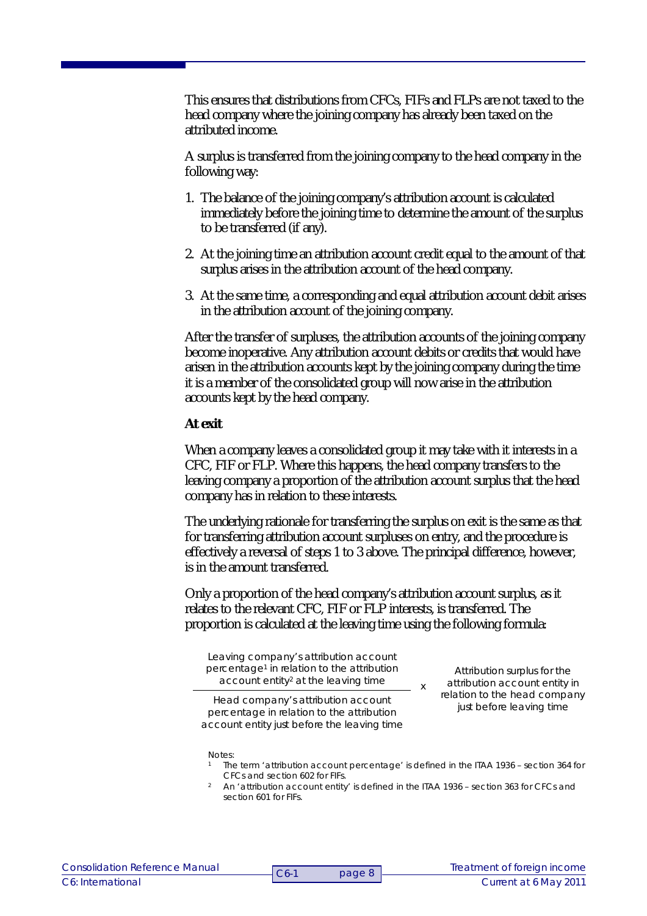This ensures that distributions from CFCs, FIFs and FLPs are not taxed to the head company where the joining company has already been taxed on the attributed income.

A surplus is transferred from the joining company to the head company in the following way:

1. The balance of the joining company's attribution account is calculated immediately before the joining time to determine the amount of the surplus to be transferred (if any).
2. At the joining time an attribution account credit equal to the amount of that surplus arises in the attribution account of the head company.
3. At the same time, a corresponding and equal attribution account debit arises in the attribution account of the joining company.

After the transfer of surpluses, the attribution accounts of the joining company become inoperative. Any attribution account debits or credits that would have arisen in the attribution accounts kept by the joining company during the time it is a member of the consolidated group will now arise in the attribution accounts kept by the head company.

**At exit**

When a company leaves a consolidated group it may take with it interests in a CFC, FIF or FLP. Where this happens, the head company transfers to the leaving company a proportion of the attribution account surplus that the head company has in relation to these interests.

The underlying rationale for transferring the surplus on exit is the same as that for transferring attribution account surpluses on entry, and the procedure is effectively a reversal of steps 1 to 3 above. The principal difference, however, is in the amount transferred.

Only a proportion of the head company's attribution account surplus, as it relates to the relevant CFC, FIF or FLP interests, is transferred. The proportion is calculated at the leaving time using the following formula:

$$\frac{\text{Leaving company's attribution account percentage}^{1}\text{ in relation to the attribution account entity}^{2}\text{ at the leaving time}}{\text{Head company's attribution account percentage in relation to the attribution account entity just before the leaving time}} \times \text{Attribution surplus for the attribution account entity in relation to the head company just before leaving time}$$

Notes:

1. The term 'attribution account percentage' is defined in the ITAA 1936 – section 364 for CFCs and section 602 for FIFs.
2. An 'attribution account entity' is defined in the ITAA 1936 – section 363 for CFCs and section 601 for FIFs.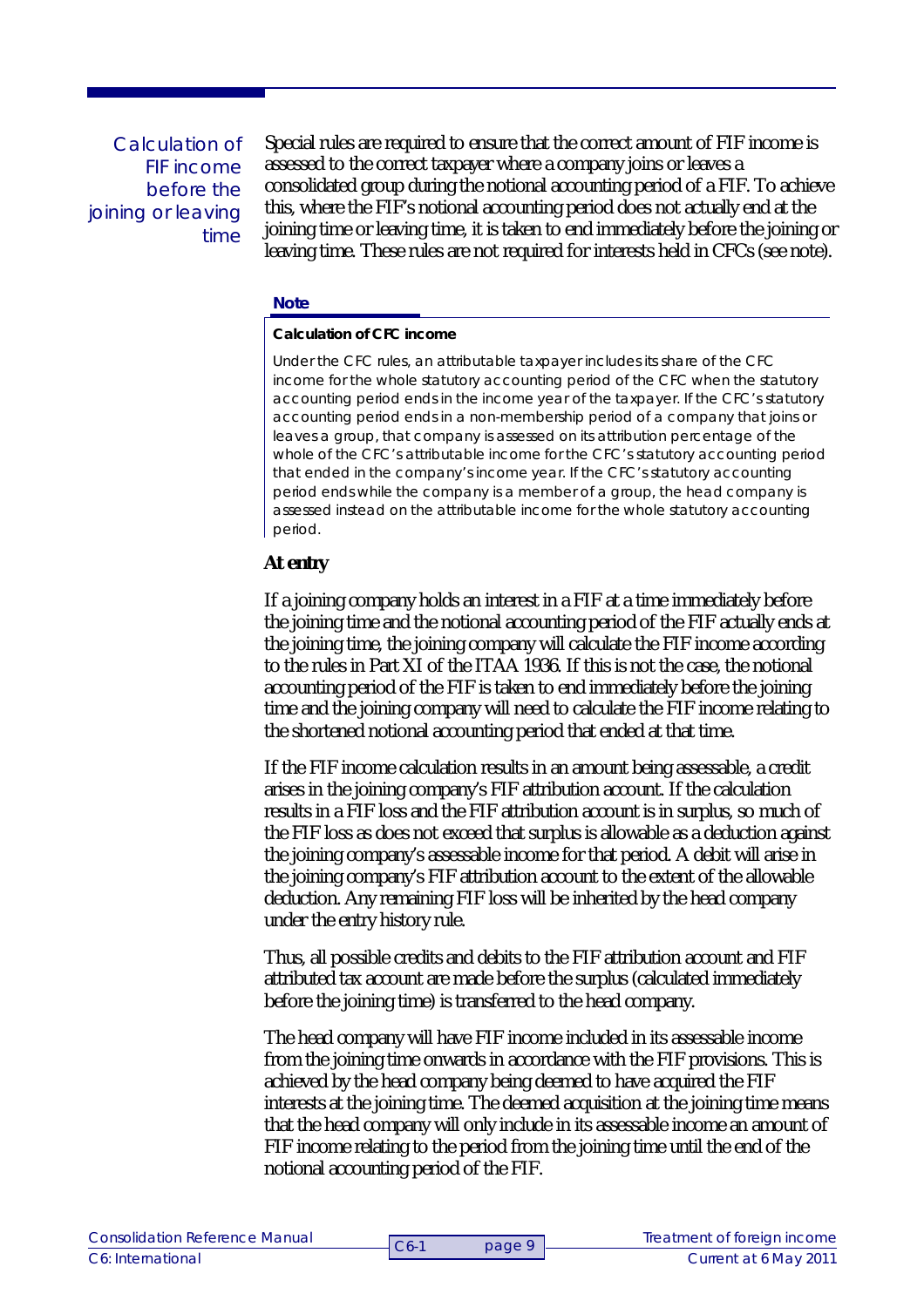**Calculation of FIF income before the joining or leaving time**

Special rules are required to ensure that the correct amount of FIF income is assessed to the correct taxpayer where a company joins or leaves a consolidated group during the notional accounting period of a FIF. To achieve this, where the FIF's notional accounting period does not actually end at the joining time or leaving time, it is taken to end immediately before the joining or leaving time. These rules are not required for interests held in CFCs (see note).

> **Note**
>
> **Calculation of CFC income**
>
> Under the CFC rules, an attributable taxpayer includes its share of the CFC income for the whole statutory accounting period of the CFC when the statutory accounting period ends in the income year of the taxpayer. If the CFC's statutory accounting period ends in a non-membership period of a company that joins or leaves a group, that company is assessed on its attribution percentage of the whole of the CFC's attributable income for the CFC's statutory accounting period that ended in the company's income year. If the CFC's statutory accounting period ends while the company is a member of a group, the head company is assessed instead on the attributable income for the whole statutory accounting period.

### At entry

If a joining company holds an interest in a FIF at a time immediately before the joining time and the notional accounting period of the FIF actually ends at the joining time, the joining company will calculate the FIF income according to the rules in Part XI of the ITAA 1936. If this is not the case, the notional accounting period of the FIF is taken to end immediately before the joining time and the joining company will need to calculate the FIF income relating to the shortened notional accounting period that ended at that time.

If the FIF income calculation results in an amount being assessable, a credit arises in the joining company's FIF attribution account. If the calculation results in a FIF loss and the FIF attribution account is in surplus, so much of the FIF loss as does not exceed that surplus is allowable as a deduction against the joining company's assessable income for that period. A debit will arise in the joining company's FIF attribution account to the extent of the allowable deduction. Any remaining FIF loss will be inherited by the head company under the entry history rule.

Thus, all possible credits and debits to the FIF attribution account and FIF attributed tax account are made before the surplus (calculated immediately before the joining time) is transferred to the head company.

The head company will have FIF income included in its assessable income from the joining time onwards in accordance with the FIF provisions. This is achieved by the head company being deemed to have acquired the FIF interests at the joining time. The deemed acquisition at the joining time means that the head company will only include in its assessable income an amount of FIF income relating to the period from the joining time until the end of the notional accounting period of the FIF.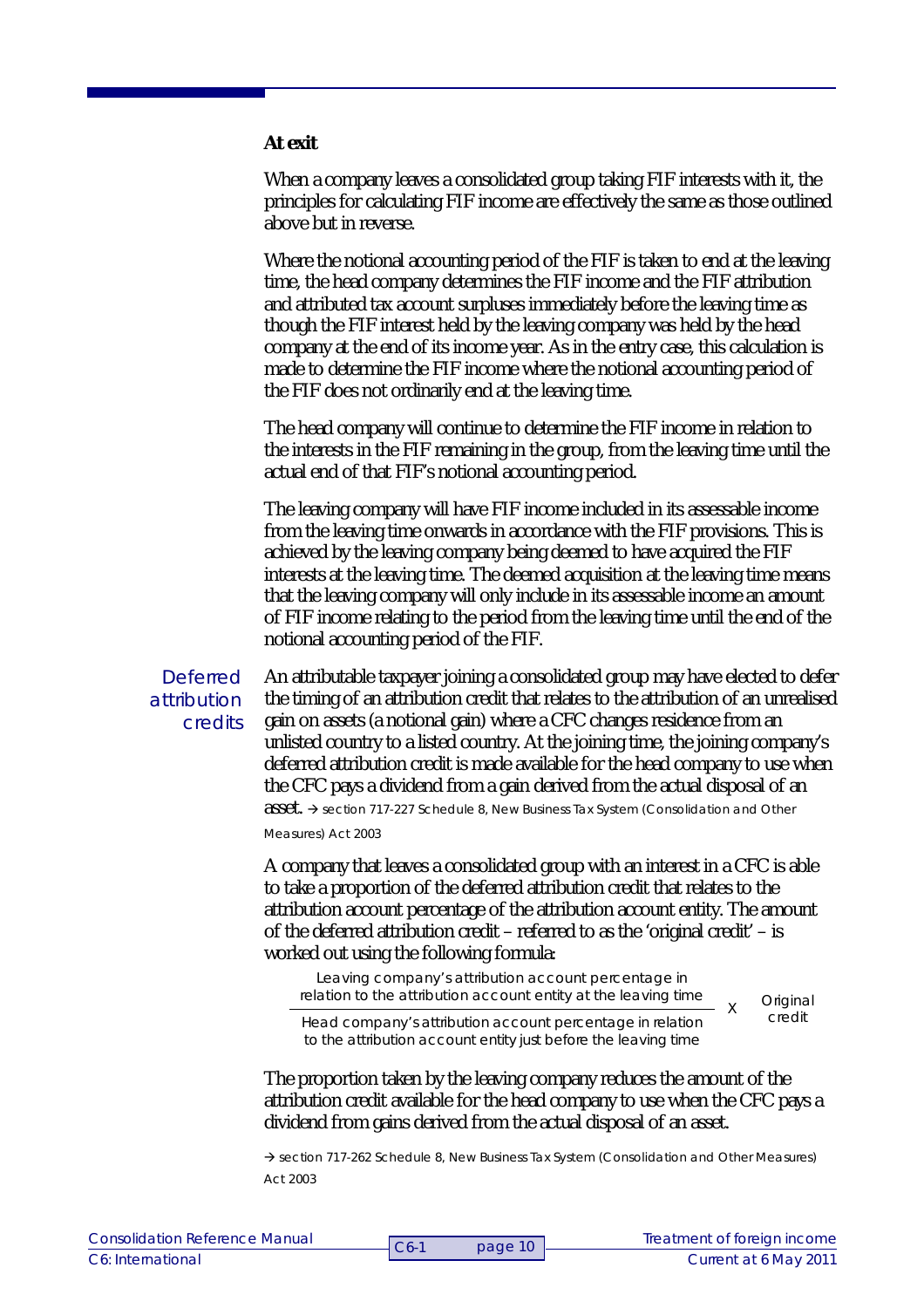**At exit**

When a company leaves a consolidated group taking FIF interests with it, the principles for calculating FIF income are effectively the same as those outlined above but in reverse.

Where the notional accounting period of the FIF is taken to end at the leaving time, the head company determines the FIF income and the FIF attribution and attributed tax account surpluses immediately before the leaving time as though the FIF interest held by the leaving company was held by the head company at the end of its income year. As in the entry case, this calculation is made to determine the FIF income where the notional accounting period of the FIF does not ordinarily end at the leaving time.

The head company will continue to determine the FIF income in relation to the interests in the FIF remaining in the group, from the leaving time until the actual end of that FIF's notional accounting period.

The leaving company will have FIF income included in its assessable income from the leaving time onwards in accordance with the FIF provisions. This is achieved by the leaving company being deemed to have acquired the FIF interests at the leaving time. The deemed acquisition at the leaving time means that the leaving company will only include in its assessable income an amount of FIF income relating to the period from the leaving time until the end of the notional accounting period of the FIF.

*Deferred attribution credits*

An attributable taxpayer joining a consolidated group may have elected to defer the timing of an attribution credit that relates to the attribution of an unrealised gain on assets (a notional gain) where a CFC changes residence from an unlisted country to a listed country. At the joining time, the joining company's deferred attribution credit is made available for the head company to use when the CFC pays a dividend from a gain derived from the actual disposal of an asset. → section 717-227 Schedule 8, New Business Tax System (Consolidation and Other Measures) Act 2003

A company that leaves a consolidated group with an interest in a CFC is able to take a proportion of the deferred attribution credit that relates to the attribution account percentage of the attribution account entity. The amount of the deferred attribution credit – referred to as the 'original credit' – is worked out using the following formula:

$$\frac{\text{Leaving company's attribution account percentage in relation to the attribution account entity at the leaving time}}{\text{Head company's attribution account percentage in relation to the attribution account entity just before the leaving time}} \times \text{Original credit}$$

The proportion taken by the leaving company reduces the amount of the attribution credit available for the head company to use when the CFC pays a dividend from gains derived from the actual disposal of an asset.

→ section 717-262 Schedule 8, New Business Tax System (Consolidation and Other Measures) Act 2003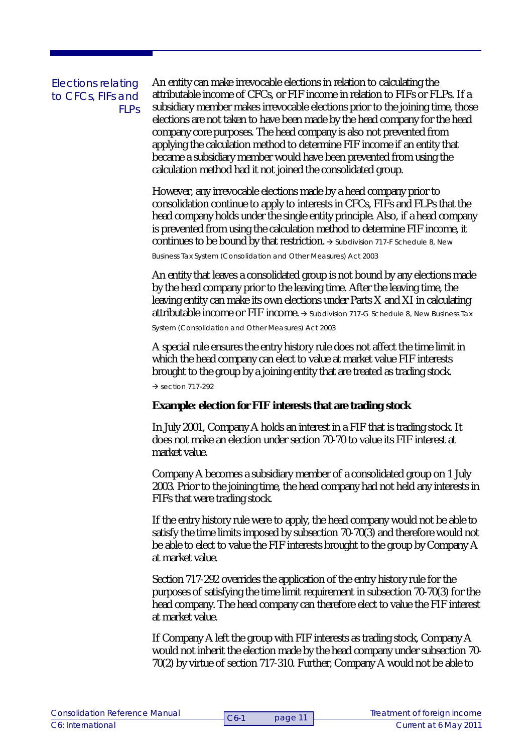## Elections relating to CFCs, FIFs and FLPs

An entity can make irrevocable elections in relation to calculating the attributable income of CFCs, or FIF income in relation to FIFs or FLPs. If a subsidiary member makes irrevocable elections prior to the joining time, those elections are not taken to have been made by the head company for the head company core purposes. The head company is also not prevented from applying the calculation method to determine FIF income if an entity that became a subsidiary member would have been prevented from using the calculation method had it not joined the consolidated group.

However, any irrevocable elections made by a head company prior to consolidation continue to apply to interests in CFCs, FIFs and FLPs that the head company holds under the single entity principle. Also, if a head company is prevented from using the calculation method to determine FIF income, it continues to be bound by that restriction. → Subdivision 717-F Schedule 8, New Business Tax System (Consolidation and Other Measures) Act 2003

An entity that leaves a consolidated group is not bound by any elections made by the head company prior to the leaving time. After the leaving time, the leaving entity can make its own elections under Parts X and XI in calculating attributable income or FIF income. → Subdivision 717-G Schedule 8, New Business Tax System (Consolidation and Other Measures) Act 2003

A special rule ensures the entry history rule does not affect the time limit in which the head company can elect to value at market value FIF interests brought to the group by a joining entity that are treated as trading stock. → section 717-292

**Example: election for FIF interests that are trading stock**

In July 2001, Company A holds an interest in a FIF that is trading stock. It does not make an election under section 70-70 to value its FIF interest at market value.

Company A becomes a subsidiary member of a consolidated group on 1 July 2003. Prior to the joining time, the head company had not held any interests in FIFs that were trading stock.

If the entry history rule were to apply, the head company would not be able to satisfy the time limits imposed by subsection 70-70(3) and therefore would not be able to elect to value the FIF interests brought to the group by Company A at market value.

Section 717-292 overrides the application of the entry history rule for the purposes of satisfying the time limit requirement in subsection 70-70(3) for the head company. The head company can therefore elect to value the FIF interest at market value.

If Company A left the group with FIF interests as trading stock, Company A would not inherit the election made by the head company under subsection 70-70(2) by virtue of section 717-310. Further, Company A would not be able to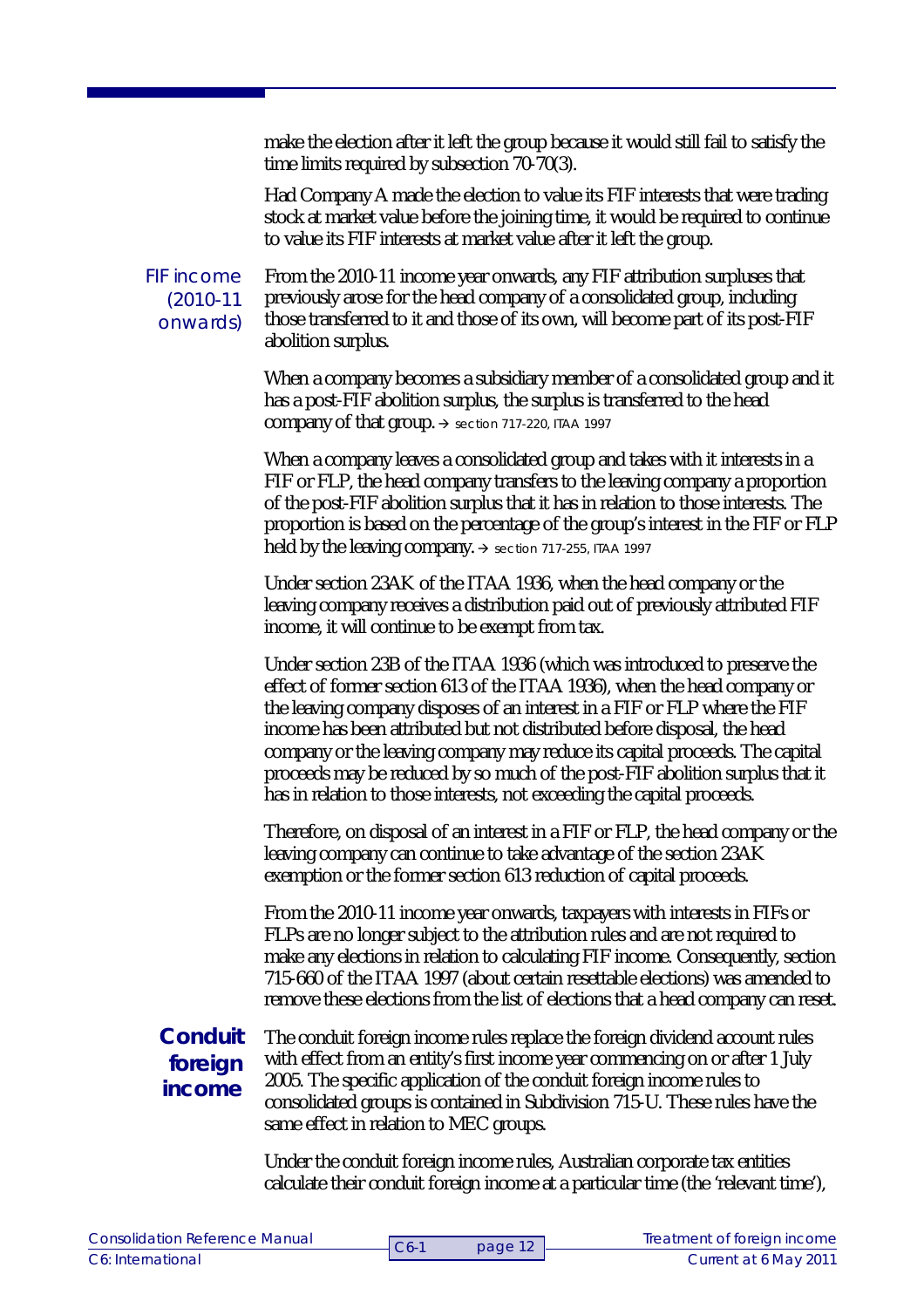make the election after it left the group because it would still fail to satisfy the time limits required by subsection 70-70(3).

Had Company A made the election to value its FIF interests that were trading stock at market value before the joining time, it would be required to continue to value its FIF interests at market value after it left the group.

### FIF income (2010-11 onwards)

From the 2010-11 income year onwards, any FIF attribution surpluses that previously arose for the head company of a consolidated group, including those transferred to it and those of its own, will become part of its post-FIF abolition surplus.

When a company becomes a subsidiary member of a consolidated group and it has a post-FIF abolition surplus, the surplus is transferred to the head company of that group. → section 717-220, ITAA 1997

When a company leaves a consolidated group and takes with it interests in a FIF or FLP, the head company transfers to the leaving company a proportion of the post-FIF abolition surplus that it has in relation to those interests. The proportion is based on the percentage of the group's interest in the FIF or FLP held by the leaving company. → section 717-255, ITAA 1997

Under section 23AK of the ITAA 1936, when the head company or the leaving company receives a distribution paid out of previously attributed FIF income, it will continue to be exempt from tax.

Under section 23B of the ITAA 1936 (which was introduced to preserve the effect of former section 613 of the ITAA 1936), when the head company or the leaving company disposes of an interest in a FIF or FLP where the FIF income has been attributed but not distributed before disposal, the head company or the leaving company may reduce its capital proceeds. The capital proceeds may be reduced by so much of the post-FIF abolition surplus that it has in relation to those interests, not exceeding the capital proceeds.

Therefore, on disposal of an interest in a FIF or FLP, the head company or the leaving company can continue to take advantage of the section 23AK exemption or the former section 613 reduction of capital proceeds.

From the 2010-11 income year onwards, taxpayers with interests in FIFs or FLPs are no longer subject to the attribution rules and are not required to make any elections in relation to calculating FIF income. Consequently, section 715-660 of the ITAA 1997 (about certain resettable elections) was amended to remove these elections from the list of elections that a head company can reset.

## Conduit foreign income

The conduit foreign income rules replace the foreign dividend account rules with effect from an entity's first income year commencing on or after 1 July 2005. The specific application of the conduit foreign income rules to consolidated groups is contained in Subdivision 715-U. These rules have the same effect in relation to MEC groups.

Under the conduit foreign income rules, Australian corporate tax entities calculate their conduit foreign income at a particular time (the 'relevant time'),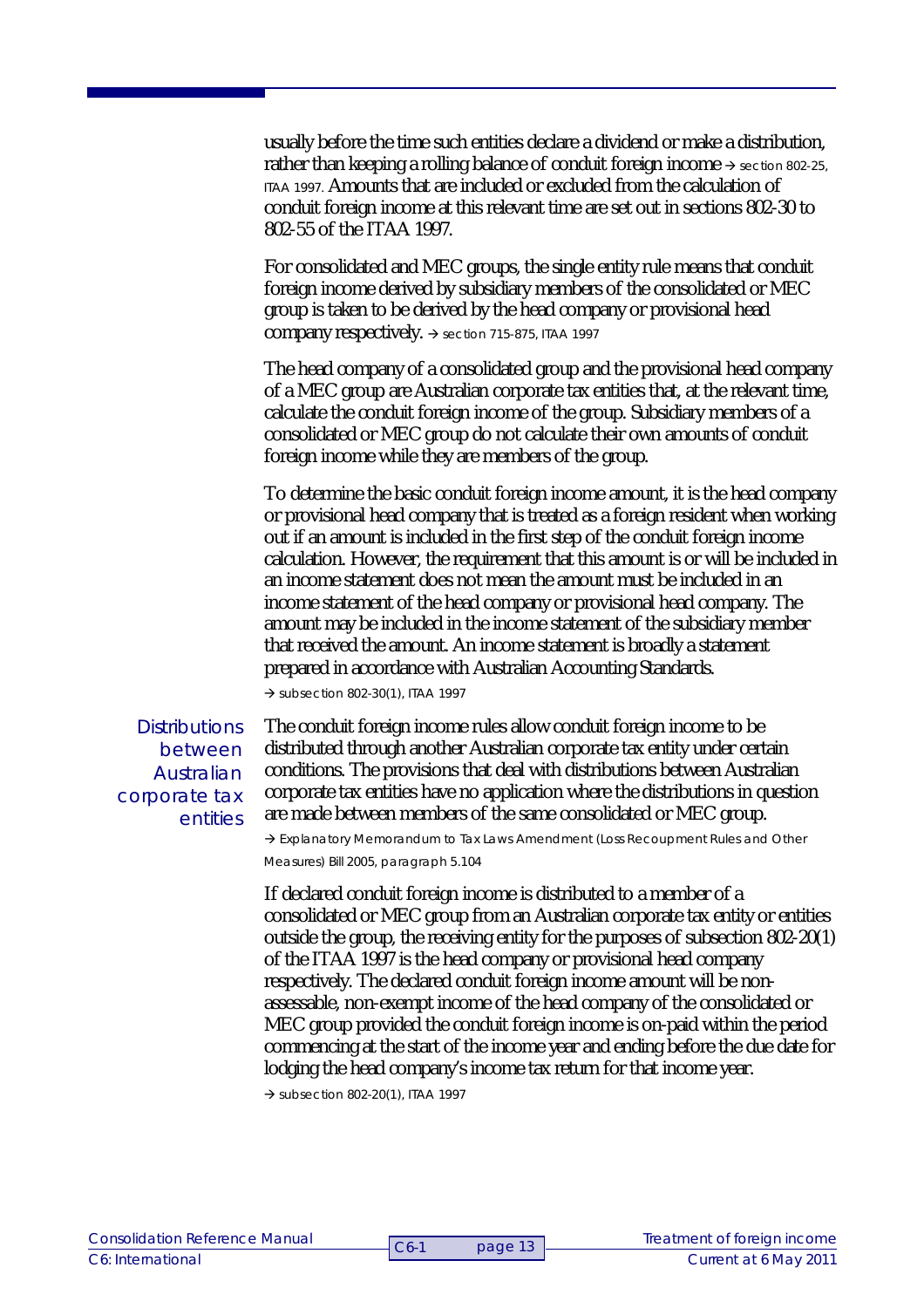usually before the time such entities declare a dividend or make a distribution, rather than keeping a rolling balance of conduit foreign income → section 802-25, ITAA 1997. Amounts that are included or excluded from the calculation of conduit foreign income at this relevant time are set out in sections 802-30 to 802-55 of the ITAA 1997.

For consolidated and MEC groups, the single entity rule means that conduit foreign income derived by subsidiary members of the consolidated or MEC group is taken to be derived by the head company or provisional head company respectively. → section 715-875, ITAA 1997

The head company of a consolidated group and the provisional head company of a MEC group are Australian corporate tax entities that, at the relevant time, calculate the conduit foreign income of the group. Subsidiary members of a consolidated or MEC group do not calculate their own amounts of conduit foreign income while they are members of the group.

To determine the basic conduit foreign income amount, it is the head company or provisional head company that is treated as a foreign resident when working out if an amount is included in the first step of the conduit foreign income calculation. However, the requirement that this amount is or will be included in an income statement does not mean the amount must be included in an income statement of the head company or provisional head company. The amount may be included in the income statement of the subsidiary member that received the amount. An income statement is broadly a statement prepared in accordance with Australian Accounting Standards.

→ subsection 802-30(1), ITAA 1997

### Distributions between Australian corporate tax entities

The conduit foreign income rules allow conduit foreign income to be distributed through another Australian corporate tax entity under certain conditions. The provisions that deal with distributions between Australian corporate tax entities have no application where the distributions in question are made between members of the same consolidated or MEC group.

→ Explanatory Memorandum to Tax Laws Amendment (Loss Recoupment Rules and Other Measures) Bill 2005, paragraph 5.104

If declared conduit foreign income is distributed to a member of a consolidated or MEC group from an Australian corporate tax entity or entities outside the group, the receiving entity for the purposes of subsection 802-20(1) of the ITAA 1997 is the head company or provisional head company respectively. The declared conduit foreign income amount will be non-assessable, non-exempt income of the head company of the consolidated or MEC group provided the conduit foreign income is on-paid within the period commencing at the start of the income year and ending before the due date for lodging the head company's income tax return for that income year.

→ subsection 802-20(1), ITAA 1997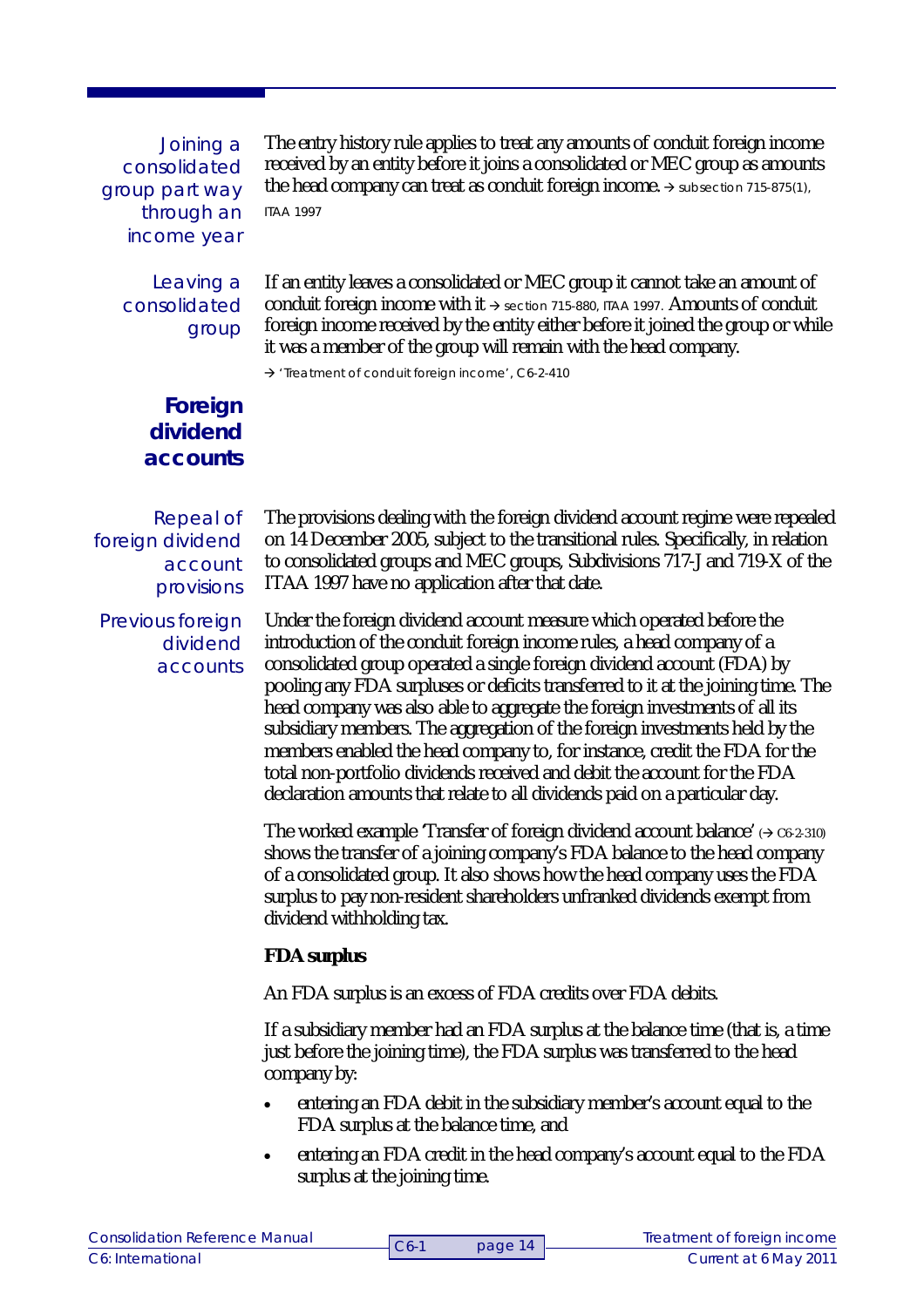**Joining a consolidated group part way through an income year**

The entry history rule applies to treat any amounts of conduit foreign income received by an entity before it joins a consolidated or MEC group as amounts the head company can treat as conduit foreign income. → subsection 715-875(1), ITAA 1997

**Leaving a consolidated group**

If an entity leaves a consolidated or MEC group it cannot take an amount of conduit foreign income with it → section 715-880, ITAA 1997. Amounts of conduit foreign income received by the entity either before it joined the group or while it was a member of the group will remain with the head company.

→ 'Treatment of conduit foreign income', C6-2-410

## Foreign dividend accounts

**Repeal of foreign dividend account provisions**

The provisions dealing with the foreign dividend account regime were repealed on 14 December 2005, subject to the transitional rules. Specifically, in relation to consolidated groups and MEC groups, Subdivisions 717-J and 719-X of the ITAA 1997 have no application after that date.

**Previous foreign dividend accounts**

Under the foreign dividend account measure which operated before the introduction of the conduit foreign income rules, a head company of a consolidated group operated a single foreign dividend account (FDA) by pooling any FDA surpluses or deficits transferred to it at the joining time. The head company was also able to aggregate the foreign investments of all its subsidiary members. The aggregation of the foreign investments held by the members enabled the head company to, for instance, credit the FDA for the total non-portfolio dividends received and debit the account for the FDA declaration amounts that relate to all dividends paid on a particular day.

The worked example 'Transfer of foreign dividend account balance' (→ C6-2-310) shows the transfer of a joining company's FDA balance to the head company of a consolidated group. It also shows how the head company uses the FDA surplus to pay non-resident shareholders unfranked dividends exempt from dividend withholding tax.

**FDA surplus**

An FDA surplus is an excess of FDA credits over FDA debits.

If a subsidiary member had an FDA surplus at the balance time (that is, a time just before the joining time), the FDA surplus was transferred to the head company by:

- entering an FDA debit in the subsidiary member's account equal to the FDA surplus at the balance time, and
- entering an FDA credit in the head company's account equal to the FDA surplus at the joining time.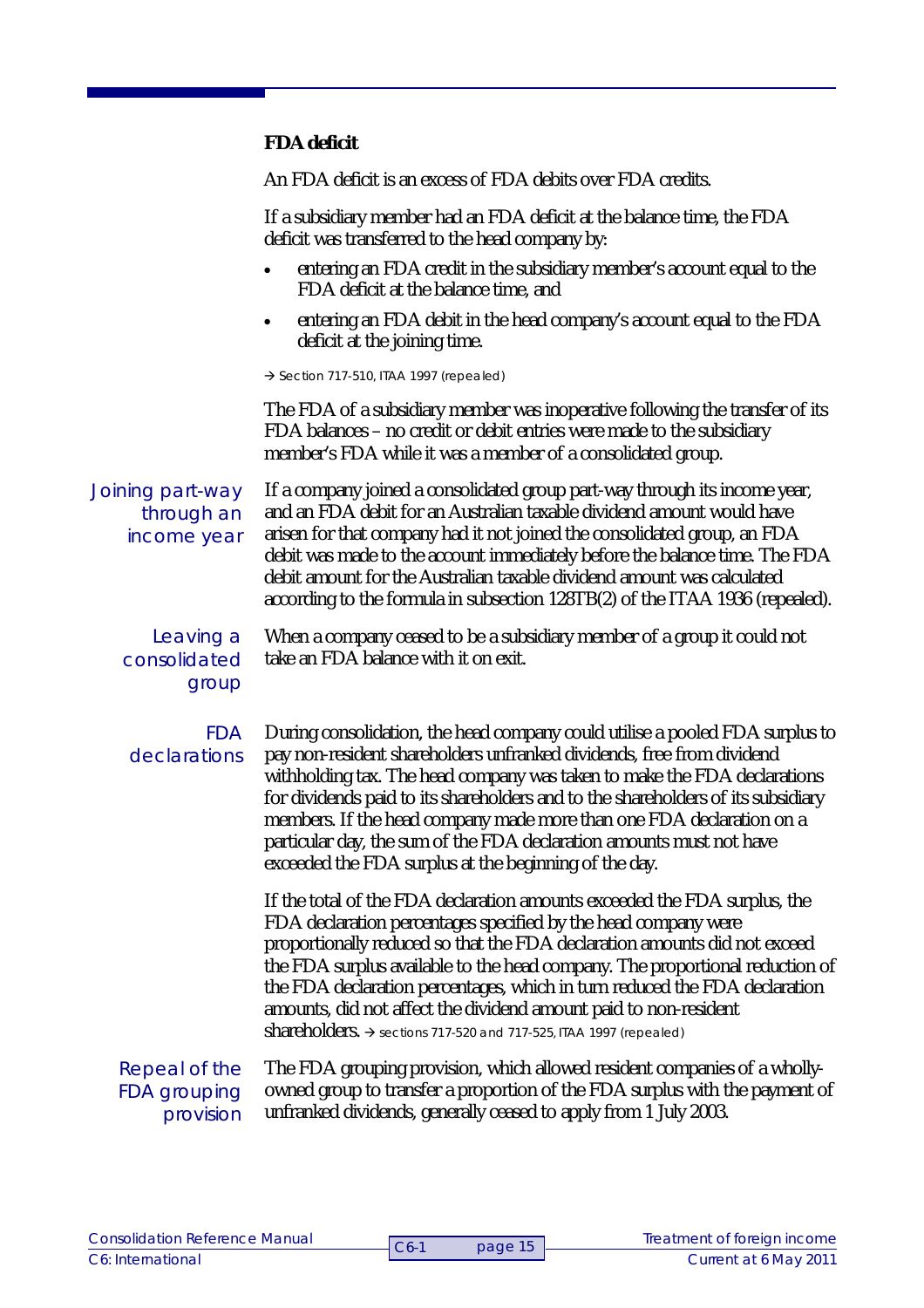### FDA deficit

An FDA deficit is an excess of FDA debits over FDA credits.

If a subsidiary member had an FDA deficit at the balance time, the FDA deficit was transferred to the head company by:

- entering an FDA credit in the subsidiary member's account equal to the FDA deficit at the balance time, and
- entering an FDA debit in the head company's account equal to the FDA deficit at the joining time.

→ Section 717-510, ITAA 1997 (repealed)

The FDA of a subsidiary member was inoperative following the transfer of its FDA balances – no credit or debit entries were made to the subsidiary member's FDA while it was a member of a consolidated group.

*Joining part-way through an income year*

If a company joined a consolidated group part-way through its income year, and an FDA debit for an Australian taxable dividend amount would have arisen for that company had it not joined the consolidated group, an FDA debit was made to the account immediately before the balance time. The FDA debit amount for the Australian taxable dividend amount was calculated according to the formula in subsection 128TB(2) of the ITAA 1936 (repealed).

*Leaving a consolidated group*

When a company ceased to be a subsidiary member of a group it could not take an FDA balance with it on exit.

*FDA declarations*

During consolidation, the head company could utilise a pooled FDA surplus to pay non-resident shareholders unfranked dividends, free from dividend withholding tax. The head company was taken to make the FDA declarations for dividends paid to its shareholders and to the shareholders of its subsidiary members. If the head company made more than one FDA declaration on a particular day, the sum of the FDA declaration amounts must not have exceeded the FDA surplus at the beginning of the day.

If the total of the FDA declaration amounts exceeded the FDA surplus, the FDA declaration percentages specified by the head company were proportionally reduced so that the FDA declaration amounts did not exceed the FDA surplus available to the head company. The proportional reduction of the FDA declaration percentages, which in turn reduced the FDA declaration amounts, did not affect the dividend amount paid to non-resident shareholders. → sections 717-520 and 717-525, ITAA 1997 (repealed)

*Repeal of the FDA grouping provision*

The FDA grouping provision, which allowed resident companies of a wholly-owned group to transfer a proportion of the FDA surplus with the payment of unfranked dividends, generally ceased to apply from 1 July 2003.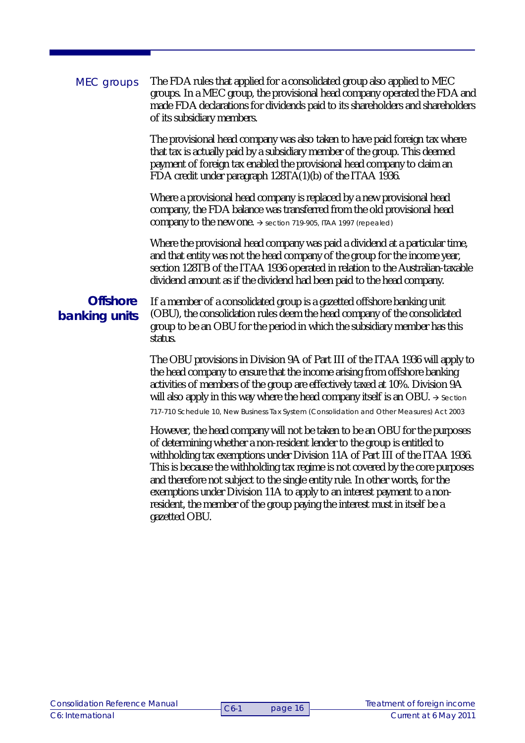### MEC groups

The FDA rules that applied for a consolidated group also applied to MEC groups. In a MEC group, the provisional head company operated the FDA and made FDA declarations for dividends paid to its shareholders and shareholders of its subsidiary members.

The provisional head company was also taken to have paid foreign tax where that tax is actually paid by a subsidiary member of the group. This deemed payment of foreign tax enabled the provisional head company to claim an FDA credit under paragraph 128TA(1)(b) of the ITAA 1936.

Where a provisional head company is replaced by a new provisional head company, the FDA balance was transferred from the old provisional head company to the new one. → section 719-905, ITAA 1997 (repealed)

Where the provisional head company was paid a dividend at a particular time, and that entity was not the head company of the group for the income year, section 128TB of the ITAA 1936 operated in relation to the Australian-taxable dividend amount as if the dividend had been paid to the head company.

## Offshore banking units

If a member of a consolidated group is a gazetted offshore banking unit (OBU), the consolidation rules deem the head company of the consolidated group to be an OBU for the period in which the subsidiary member has this status.

The OBU provisions in Division 9A of Part III of the ITAA 1936 will apply to the head company to ensure that the income arising from offshore banking activities of members of the group are effectively taxed at 10%. Division 9A will also apply in this way where the head company itself is an OBU. → Section 717-710 Schedule 10, New Business Tax System (Consolidation and Other Measures) Act 2003

However, the head company will not be taken to be an OBU for the purposes of determining whether a non-resident lender to the group is entitled to withholding tax exemptions under Division 11A of Part III of the ITAA 1936. This is because the withholding tax regime is not covered by the core purposes and therefore not subject to the single entity rule. In other words, for the exemptions under Division 11A to apply to an interest payment to a non-resident, the member of the group paying the interest must in itself be a gazetted OBU.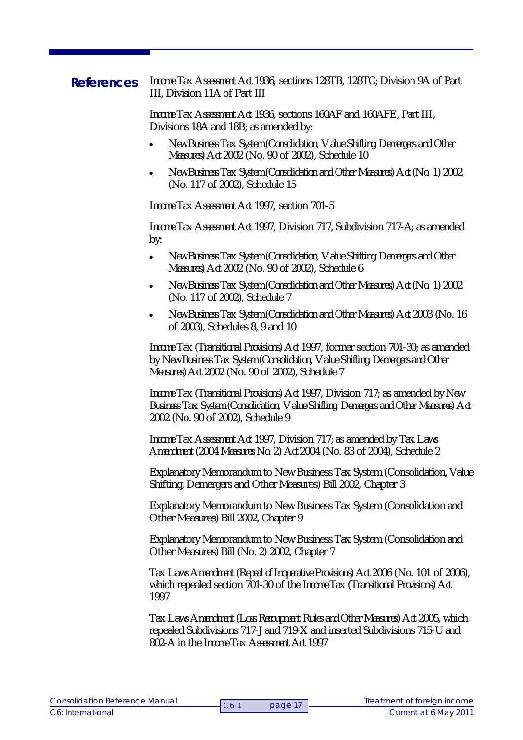**References**

*Income Tax Assessment Act 1936*, sections 128TB, 128TC; Division 9A of Part III, Division 11A of Part III

*Income Tax Assessment Act 1936*, sections 160AF and 160AFE, Part III, Divisions 18A and 18B; as amended by:

- *New Business Tax System (Consolidation, Value Shifting, Demergers and Other Measures) Act 2002* (No. 90 of 2002), Schedule 10
- *New Business Tax System (Consolidation and Other Measures) Act (No. 1) 2002* (No. 117 of 2002), Schedule 15

*Income Tax Assessment Act 1997*, section 701-5

*Income Tax Assessment Act 1997*, Division 717, Subdivision 717-A; as amended by:

- *New Business Tax System (Consolidation, Value Shifting, Demergers and Other Measures) Act 2002* (No. 90 of 2002), Schedule 6
- *New Business Tax System (Consolidation and Other Measures) Act (No. 1) 2002* (No. 117 of 2002), Schedule 7
- *New Business Tax System (Consolidation and Other Measures) Act 2003* (No. 16 of 2003), Schedules 8, 9 and 10

*Income Tax (Transitional Provisions) Act 1997*, former section 701-30; as amended by *New Business Tax System (Consolidation, Value Shifting, Demergers and Other Measures) Act 2002* (No. 90 of 2002), Schedule 7

*Income Tax (Transitional Provisions) Act 1997*, Division 717; as amended by *New Business Tax System (Consolidation, Value Shifting, Demergers and Other Measures) Act 2002* (No. 90 of 2002), Schedule 9

*Income Tax Assessment Act 1997*, Division 717; as amended by *Tax Laws Amendment (2004 Measures No. 2) Act 2004* (No. 83 of 2004), Schedule 2

Explanatory Memorandum to New Business Tax System (Consolidation, Value Shifting, Demergers and Other Measures) Bill 2002, Chapter 3

Explanatory Memorandum to New Business Tax System (Consolidation and Other Measures) Bill 2002, Chapter 9

Explanatory Memorandum to New Business Tax System (Consolidation and Other Measures) Bill (No. 2) 2002, Chapter 7

*Tax Laws Amendment (Repeal of Inoperative Provisions) Act 2006* (No. 101 of 2006), which repealed section 701-30 of the *Income Tax (Transitional Provisions) Act 1997*

*Tax Laws Amendment (Loss Recoupment Rules and Other Measures) Act 2005*, which repealed Subdivisions 717-J and 719-X and inserted Subdivisions 715-U and 802-A in the *Income Tax Assessment Act 1997*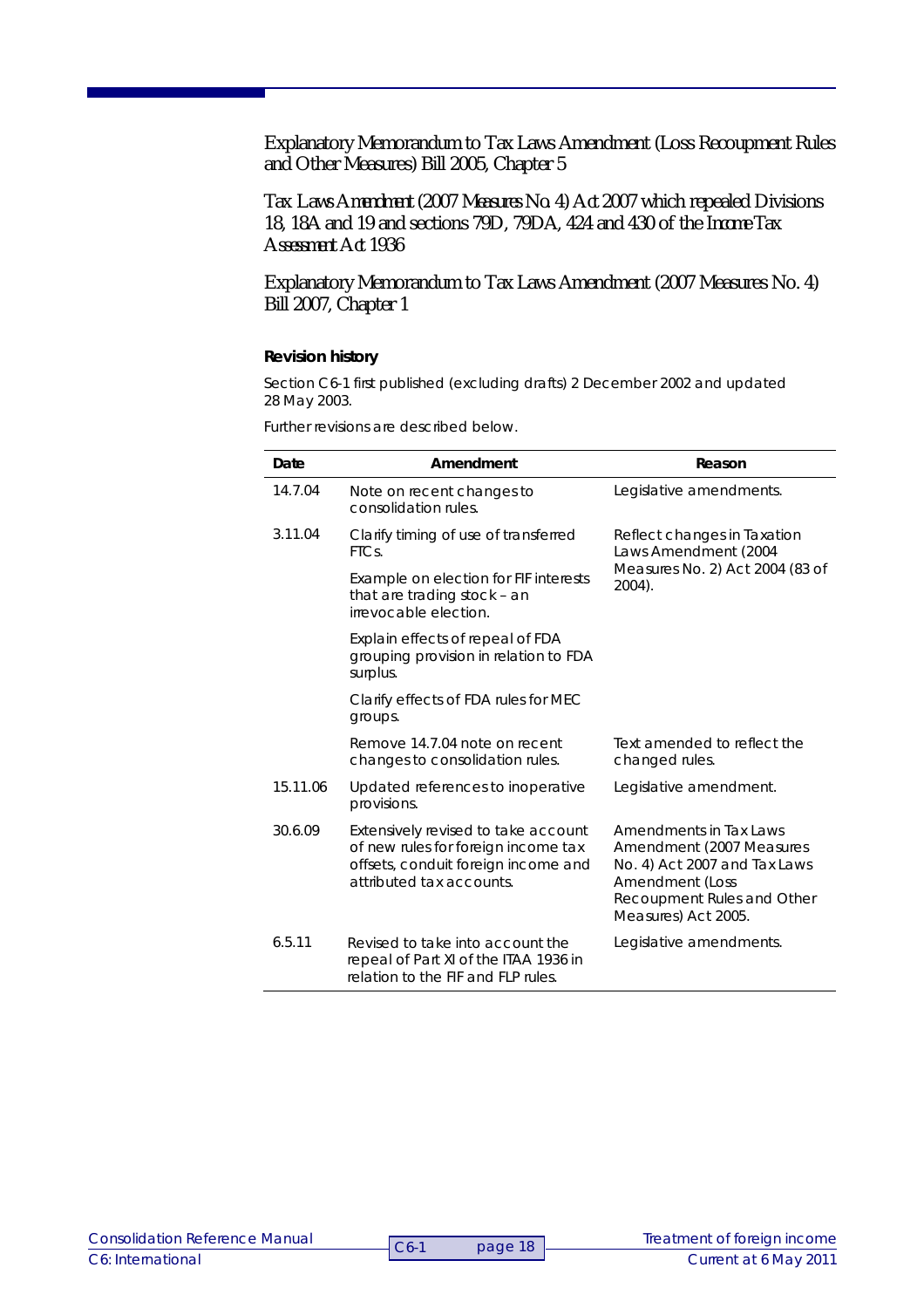Explanatory Memorandum to Tax Laws Amendment (Loss Recoupment Rules and Other Measures) Bill 2005, Chapter 5

*Tax Laws Amendment (2007 Measures No. 4) Act 2007* which repealed Divisions 18, 18A and 19 and sections 79D, 79DA, 424 and 430 of the *Income Tax Assessment Act 1936*

Explanatory Memorandum to Tax Laws Amendment (2007 Measures No. 4) Bill 2007, Chapter 1

**Revision history**

Section C6-1 first published (excluding drafts) 2 December 2002 and updated 28 May 2003.

Further revisions are described below.

| Date | Amendment | Reason |
|---|---|---|
| 14.7.04 | Note on recent changes to consolidation rules. | Legislative amendments. |
| 3.11.04 | Clarify timing of use of transferred FTCs. | Reflect changes in Taxation Laws Amendment (2004 Measures No. 2) Act 2004 (83 of 2004). |
| | Example on election for FIF interests that are trading stock – an irrevocable election. | |
| | Explain effects of repeal of FDA grouping provision in relation to FDA surplus. | |
| | Clarify effects of FDA rules for MEC groups. | |
| | Remove 14.7.04 note on recent changes to consolidation rules. | Text amended to reflect the changed rules. |
| 15.11.06 | Updated references to inoperative provisions. | Legislative amendment. |
| 30.6.09 | Extensively revised to take account of new rules for foreign income tax offsets, conduit foreign income and attributed tax accounts. | Amendments in Tax Laws Amendment (2007 Measures No. 4) Act 2007 and Tax Laws Amendment (Loss Recoupment Rules and Other Measures) Act 2005. |
| 6.5.11 | Revised to take into account the repeal of Part XI of the ITAA 1936 in relation to the FIF and FLP rules. | Legislative amendments. |